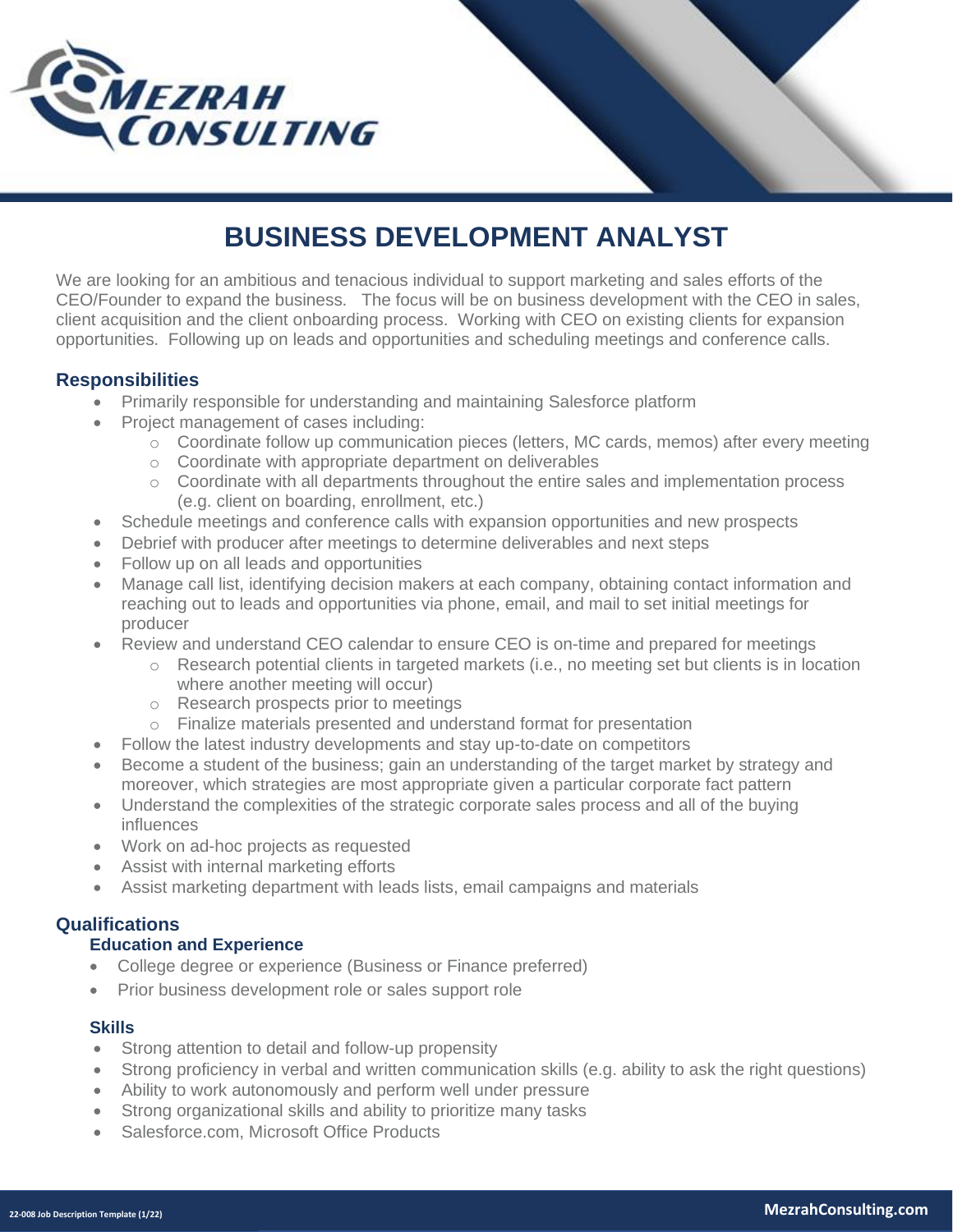# BUSINESS DEVELOPMENT ANALYST

We are looking for an ambitious and tenacious individual to support marketing and sales efforts of the CEO/Founder to expand the business. The focus will be on business development with the CEO in sales, client acquisition and the client onboarding process. Working with CEO on existing clients for expansion opportunities. Following up on leads and opportunities and scheduling meetings and conference calls.

## Responsibilities

- Primarily responsible for understanding and maintaining Salesforce platform
- Project management of cases including:
  - Coordinate follow up communication pieces (letters, MC cards, memos) after every meeting
  - Coordinate with appropriate department on deliverables
  - Coordinate with all departments throughout the entire sales and implementation process (e.g. client on boarding, enrollment, etc.)
- Schedule meetings and conference calls with expansion opportunities and new prospects
- Debrief with producer after meetings to determine deliverables and next steps
- Follow up on all leads and opportunities
- Manage call list, identifying decision makers at each company, obtaining contact information and reaching out to leads and opportunities via phone, email, and mail to set initial meetings for producer
- Review and understand CEO calendar to ensure CEO is on-time and prepared for meetings
  - Research potential clients in targeted markets (i.e., no meeting set but clients is in location where another meeting will occur)
  - Research prospects prior to meetings
  - Finalize materials presented and understand format for presentation
- Follow the latest industry developments and stay up-to-date on competitors
- Become a student of the business; gain an understanding of the target market by strategy and moreover, which strategies are most appropriate given a particular corporate fact pattern
- Understand the complexities of the strategic corporate sales process and all of the buying influences
- Work on ad-hoc projects as requested
- Assist with internal marketing efforts
- Assist marketing department with leads lists, email campaigns and materials

## Qualifications

### Education and Experience

- College degree or experience (Business or Finance preferred)
- Prior business development role or sales support role

### Skills

- Strong attention to detail and follow-up propensity
- Strong proficiency in verbal and written communication skills (e.g. ability to ask the right questions)
- Ability to work autonomously and perform well under pressure
- Strong organizational skills and ability to prioritize many tasks
- Salesforce.com, Microsoft Office Products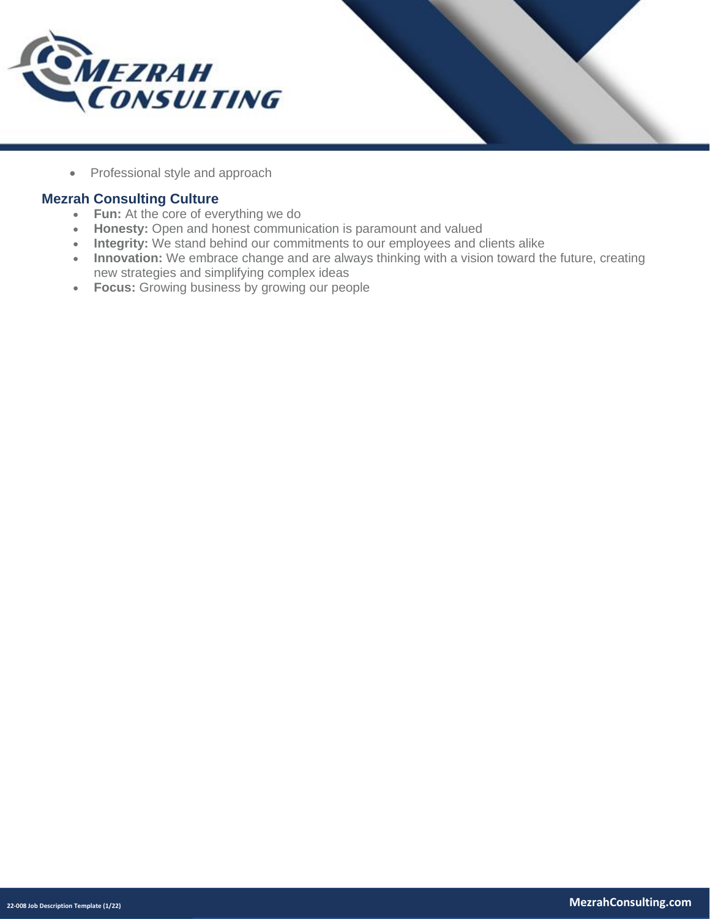- Professional style and approach

### Mezrah Consulting Culture

- **Fun:** At the core of everything we do
- **Honesty:** Open and honest communication is paramount and valued
- **Integrity:** We stand behind our commitments to our employees and clients alike
- **Innovation:** We embrace change and are always thinking with a vision toward the future, creating new strategies and simplifying complex ideas
- **Focus:** Growing business by growing our people